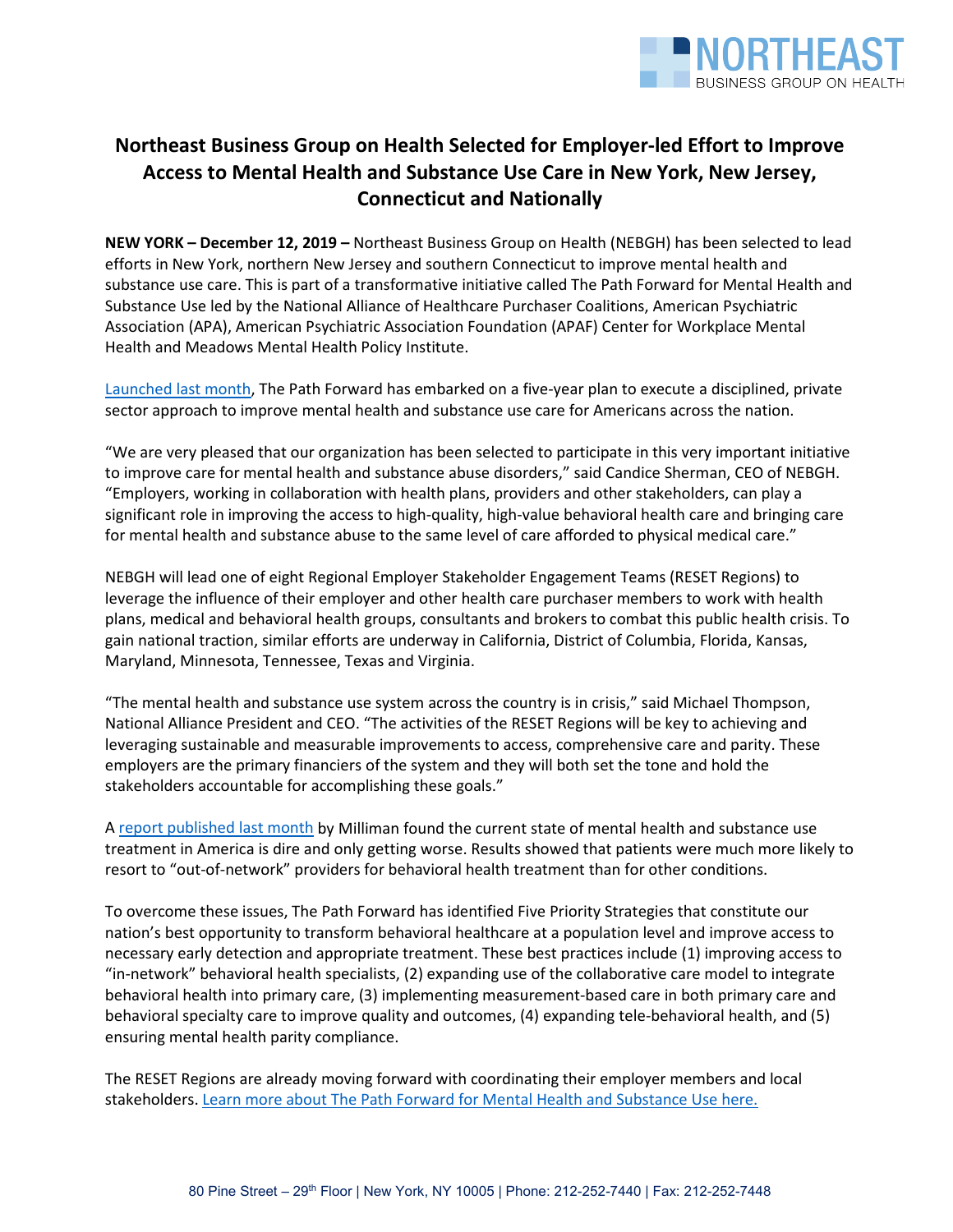# Northeast Business Group on Health Selected for Employer-led Effort to Improve Access to Mental Health and Substance Use Care in New York, New Jersey, Connecticut and Nationally

**NEW YORK – December 12, 2019 –** Northeast Business Group on Health (NEBGH) has been selected to lead efforts in New York, northern New Jersey and southern Connecticut to improve mental health and substance use care. This is part of a transformative initiative called The Path Forward for Mental Health and Substance Use led by the National Alliance of Healthcare Purchaser Coalitions, American Psychiatric Association (APA), American Psychiatric Association Foundation (APAF) Center for Workplace Mental Health and Meadows Mental Health Policy Institute.

Launched last month, The Path Forward has embarked on a five-year plan to execute a disciplined, private sector approach to improve mental health and substance use care for Americans across the nation.

"We are very pleased that our organization has been selected to participate in this very important initiative to improve care for mental health and substance abuse disorders," said Candice Sherman, CEO of NEBGH. "Employers, working in collaboration with health plans, providers and other stakeholders, can play a significant role in improving the access to high-quality, high-value behavioral health care and bringing care for mental health and substance abuse to the same level of care afforded to physical medical care."

NEBGH will lead one of eight Regional Employer Stakeholder Engagement Teams (RESET Regions) to leverage the influence of their employer and other health care purchaser members to work with health plans, medical and behavioral health groups, consultants and brokers to combat this public health crisis. To gain national traction, similar efforts are underway in California, District of Columbia, Florida, Kansas, Maryland, Minnesota, Tennessee, Texas and Virginia.

"The mental health and substance use system across the country is in crisis," said Michael Thompson, National Alliance President and CEO. "The activities of the RESET Regions will be key to achieving and leveraging sustainable and measurable improvements to access, comprehensive care and parity. These employers are the primary financiers of the system and they will both set the tone and hold the stakeholders accountable for accomplishing these goals."

A report published last month by Milliman found the current state of mental health and substance use treatment in America is dire and only getting worse. Results showed that patients were much more likely to resort to "out-of-network" providers for behavioral health treatment than for other conditions.

To overcome these issues, The Path Forward has identified Five Priority Strategies that constitute our nation's best opportunity to transform behavioral healthcare at a population level and improve access to necessary early detection and appropriate treatment. These best practices include (1) improving access to "in-network" behavioral health specialists, (2) expanding use of the collaborative care model to integrate behavioral health into primary care, (3) implementing measurement-based care in both primary care and behavioral specialty care to improve quality and outcomes, (4) expanding tele-behavioral health, and (5) ensuring mental health parity compliance.

The RESET Regions are already moving forward with coordinating their employer members and local stakeholders. Learn more about The Path Forward for Mental Health and Substance Use here.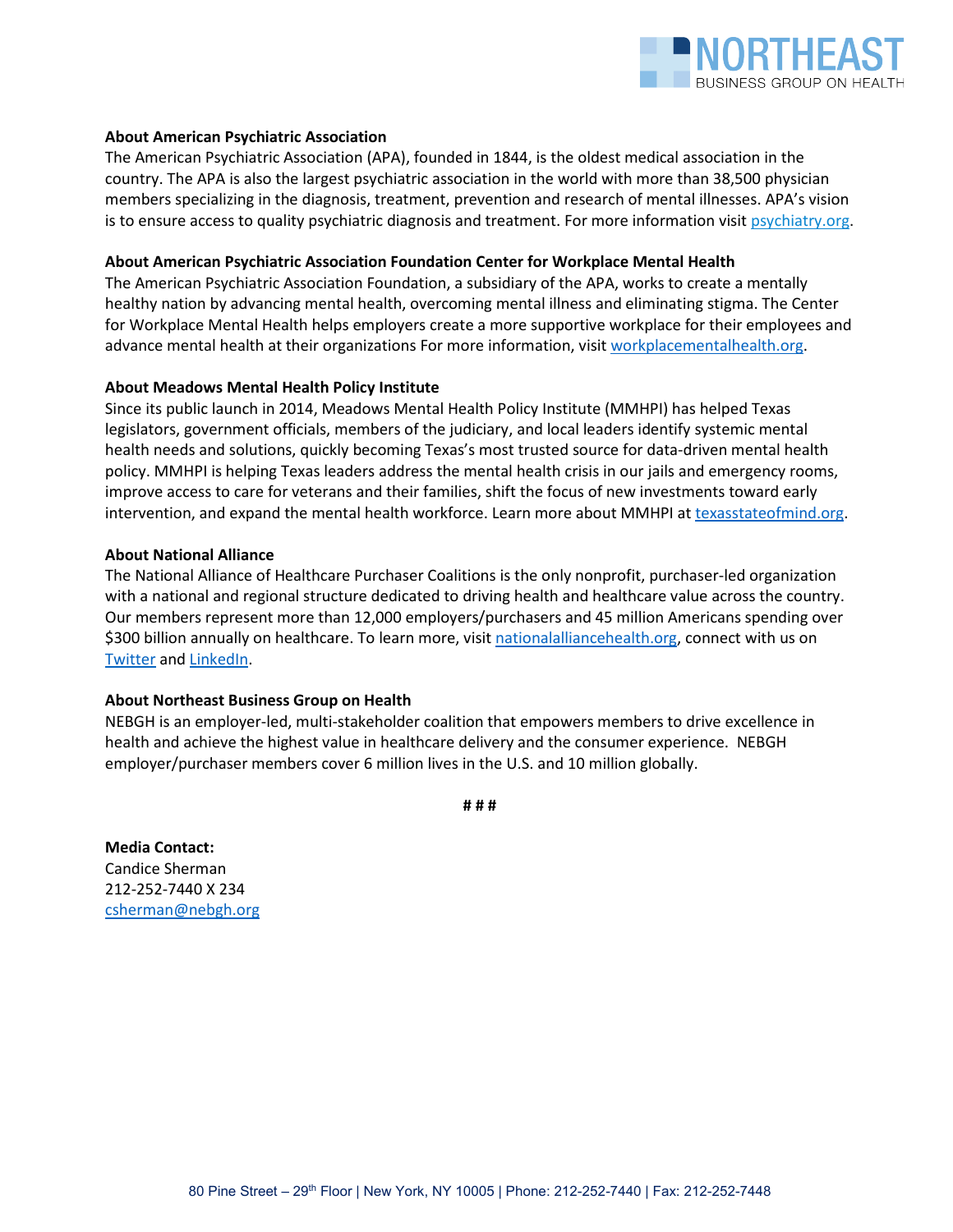**About American Psychiatric Association**

The American Psychiatric Association (APA), founded in 1844, is the oldest medical association in the country. The APA is also the largest psychiatric association in the world with more than 38,500 physician members specializing in the diagnosis, treatment, prevention and research of mental illnesses. APA's vision is to ensure access to quality psychiatric diagnosis and treatment. For more information visit psychiatry.org.

**About American Psychiatric Association Foundation Center for Workplace Mental Health**

The American Psychiatric Association Foundation, a subsidiary of the APA, works to create a mentally healthy nation by advancing mental health, overcoming mental illness and eliminating stigma. The Center for Workplace Mental Health helps employers create a more supportive workplace for their employees and advance mental health at their organizations For more information, visit workplacementalhealth.org.

**About Meadows Mental Health Policy Institute**

Since its public launch in 2014, Meadows Mental Health Policy Institute (MMHPI) has helped Texas legislators, government officials, members of the judiciary, and local leaders identify systemic mental health needs and solutions, quickly becoming Texas's most trusted source for data-driven mental health policy. MMHPI is helping Texas leaders address the mental health crisis in our jails and emergency rooms, improve access to care for veterans and their families, shift the focus of new investments toward early intervention, and expand the mental health workforce. Learn more about MMHPI at texasstateofmind.org.

**About National Alliance**

The National Alliance of Healthcare Purchaser Coalitions is the only nonprofit, purchaser-led organization with a national and regional structure dedicated to driving health and healthcare value across the country. Our members represent more than 12,000 employers/purchasers and 45 million Americans spending over $300 billion annually on healthcare. To learn more, visit nationalalliancehealth.org, connect with us on Twitter and LinkedIn.

**About Northeast Business Group on Health**

NEBGH is an employer-led, multi-stakeholder coalition that empowers members to drive excellence in health and achieve the highest value in healthcare delivery and the consumer experience. NEBGH employer/purchaser members cover 6 million lives in the U.S. and 10 million globally.

# # #

**Media Contact:**
Candice Sherman
212-252-7440 X 234
csherman@nebgh.org